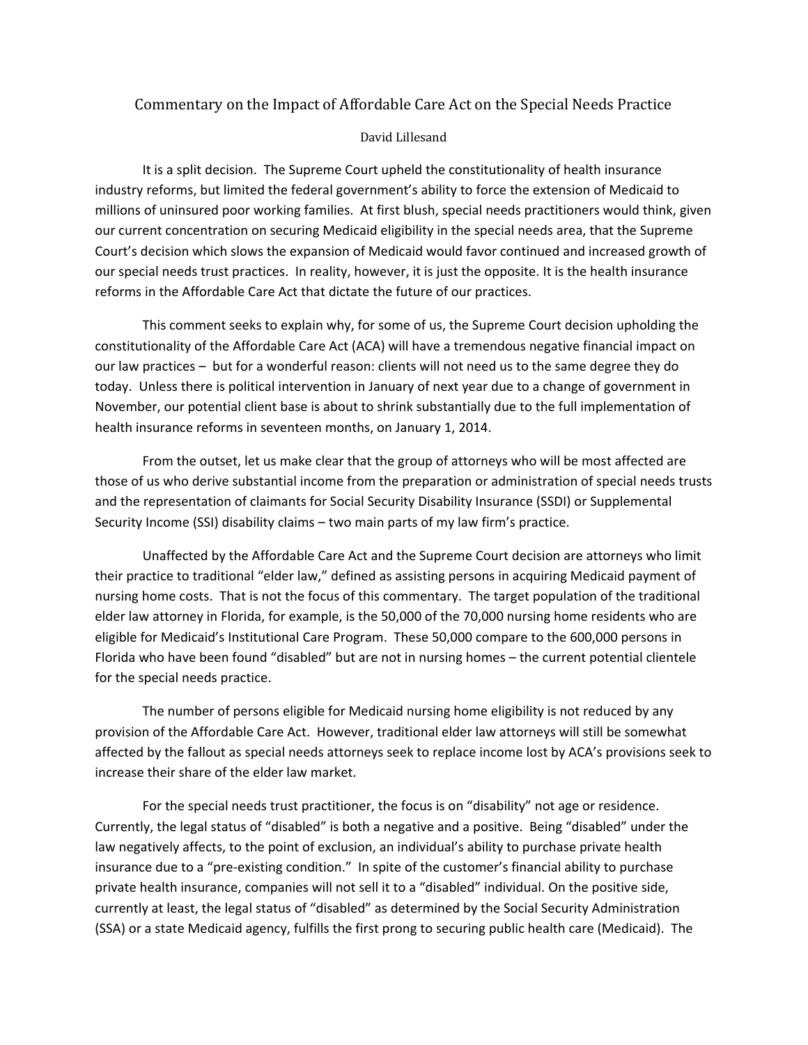# Commentary on the Impact of Affordable Care Act on the Special Needs Practice

David Lillesand

It is a split decision. The Supreme Court upheld the constitutionality of health insurance industry reforms, but limited the federal government's ability to force the extension of Medicaid to millions of uninsured poor working families. At first blush, special needs practitioners would think, given our current concentration on securing Medicaid eligibility in the special needs area, that the Supreme Court's decision which slows the expansion of Medicaid would favor continued and increased growth of our special needs trust practices. In reality, however, it is just the opposite. It is the health insurance reforms in the Affordable Care Act that dictate the future of our practices.

This comment seeks to explain why, for some of us, the Supreme Court decision upholding the constitutionality of the Affordable Care Act (ACA) will have a tremendous negative financial impact on our law practices – but for a wonderful reason: clients will not need us to the same degree they do today. Unless there is political intervention in January of next year due to a change of government in November, our potential client base is about to shrink substantially due to the full implementation of health insurance reforms in seventeen months, on January 1, 2014.

From the outset, let us make clear that the group of attorneys who will be most affected are those of us who derive substantial income from the preparation or administration of special needs trusts and the representation of claimants for Social Security Disability Insurance (SSDI) or Supplemental Security Income (SSI) disability claims – two main parts of my law firm's practice.

Unaffected by the Affordable Care Act and the Supreme Court decision are attorneys who limit their practice to traditional "elder law," defined as assisting persons in acquiring Medicaid payment of nursing home costs. That is not the focus of this commentary. The target population of the traditional elder law attorney in Florida, for example, is the 50,000 of the 70,000 nursing home residents who are eligible for Medicaid's Institutional Care Program. These 50,000 compare to the 600,000 persons in Florida who have been found "disabled" but are not in nursing homes – the current potential clientele for the special needs practice.

The number of persons eligible for Medicaid nursing home eligibility is not reduced by any provision of the Affordable Care Act. However, traditional elder law attorneys will still be somewhat affected by the fallout as special needs attorneys seek to replace income lost by ACA's provisions seek to increase their share of the elder law market.

For the special needs trust practitioner, the focus is on "disability" not age or residence. Currently, the legal status of "disabled" is both a negative and a positive. Being "disabled" under the law negatively affects, to the point of exclusion, an individual's ability to purchase private health insurance due to a "pre-existing condition." In spite of the customer's financial ability to purchase private health insurance, companies will not sell it to a "disabled" individual. On the positive side, currently at least, the legal status of "disabled" as determined by the Social Security Administration (SSA) or a state Medicaid agency, fulfills the first prong to securing public health care (Medicaid). The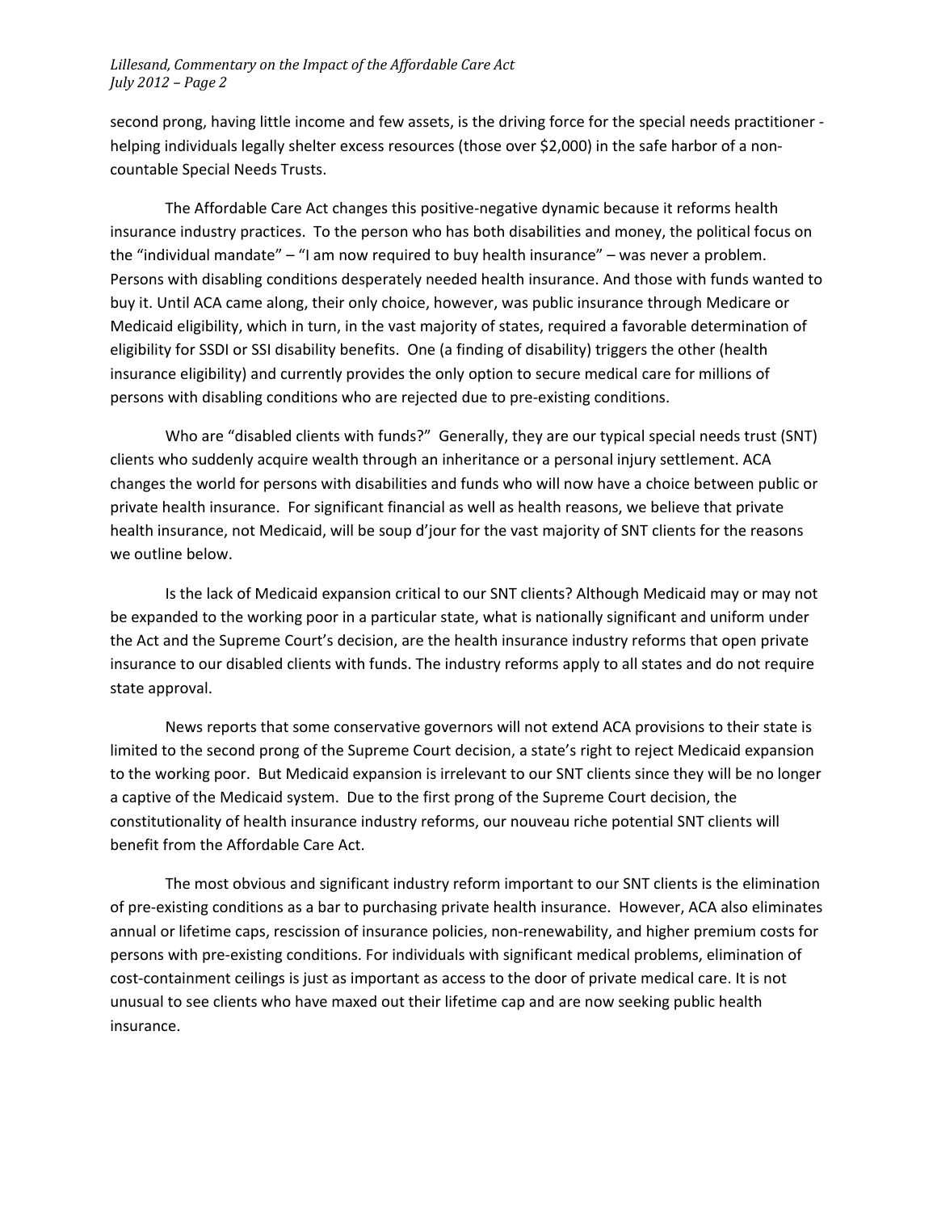second prong, having little income and few assets, is the driving force for the special needs practitioner - helping individuals legally shelter excess resources (those over $2,000) in the safe harbor of a non-countable Special Needs Trusts.

The Affordable Care Act changes this positive-negative dynamic because it reforms health insurance industry practices. To the person who has both disabilities and money, the political focus on the "individual mandate" – "I am now required to buy health insurance" – was never a problem. Persons with disabling conditions desperately needed health insurance. And those with funds wanted to buy it. Until ACA came along, their only choice, however, was public insurance through Medicare or Medicaid eligibility, which in turn, in the vast majority of states, required a favorable determination of eligibility for SSDI or SSI disability benefits. One (a finding of disability) triggers the other (health insurance eligibility) and currently provides the only option to secure medical care for millions of persons with disabling conditions who are rejected due to pre-existing conditions.

Who are "disabled clients with funds?" Generally, they are our typical special needs trust (SNT) clients who suddenly acquire wealth through an inheritance or a personal injury settlement. ACA changes the world for persons with disabilities and funds who will now have a choice between public or private health insurance. For significant financial as well as health reasons, we believe that private health insurance, not Medicaid, will be soup d'jour for the vast majority of SNT clients for the reasons we outline below.

Is the lack of Medicaid expansion critical to our SNT clients? Although Medicaid may or may not be expanded to the working poor in a particular state, what is nationally significant and uniform under the Act and the Supreme Court's decision, are the health insurance industry reforms that open private insurance to our disabled clients with funds. The industry reforms apply to all states and do not require state approval.

News reports that some conservative governors will not extend ACA provisions to their state is limited to the second prong of the Supreme Court decision, a state's right to reject Medicaid expansion to the working poor. But Medicaid expansion is irrelevant to our SNT clients since they will be no longer a captive of the Medicaid system. Due to the first prong of the Supreme Court decision, the constitutionality of health insurance industry reforms, our nouveau riche potential SNT clients will benefit from the Affordable Care Act.

The most obvious and significant industry reform important to our SNT clients is the elimination of pre-existing conditions as a bar to purchasing private health insurance. However, ACA also eliminates annual or lifetime caps, rescission of insurance policies, non-renewability, and higher premium costs for persons with pre-existing conditions. For individuals with significant medical problems, elimination of cost-containment ceilings is just as important as access to the door of private medical care. It is not unusual to see clients who have maxed out their lifetime cap and are now seeking public health insurance.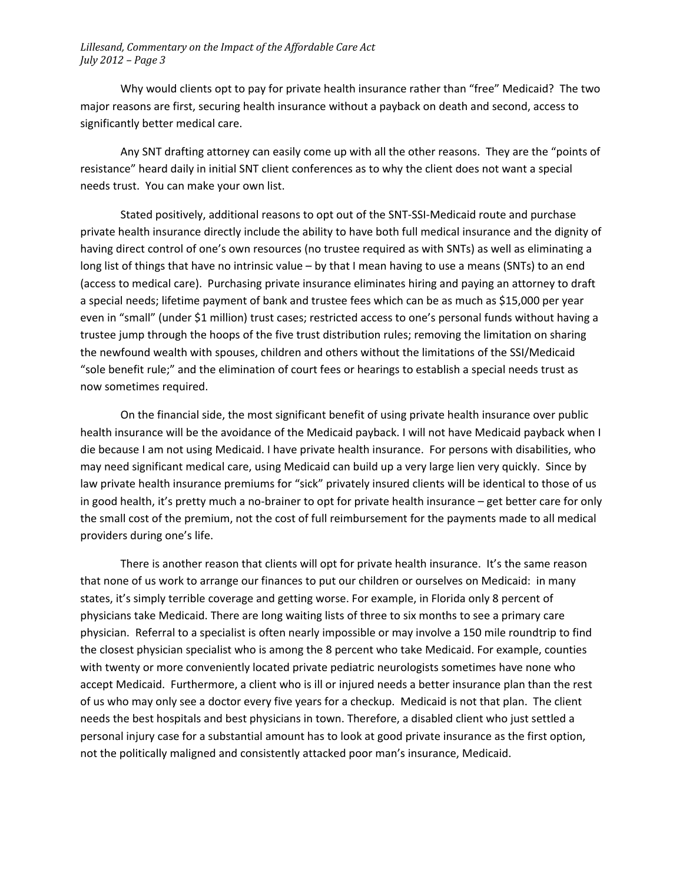Why would clients opt to pay for private health insurance rather than "free" Medicaid? The two major reasons are first, securing health insurance without a payback on death and second, access to significantly better medical care.

Any SNT drafting attorney can easily come up with all the other reasons. They are the "points of resistance" heard daily in initial SNT client conferences as to why the client does not want a special needs trust. You can make your own list.

Stated positively, additional reasons to opt out of the SNT-SSI-Medicaid route and purchase private health insurance directly include the ability to have both full medical insurance and the dignity of having direct control of one's own resources (no trustee required as with SNTs) as well as eliminating a long list of things that have no intrinsic value – by that I mean having to use a means (SNTs) to an end (access to medical care). Purchasing private insurance eliminates hiring and paying an attorney to draft a special needs; lifetime payment of bank and trustee fees which can be as much as $15,000 per year even in "small" (under $1 million) trust cases; restricted access to one's personal funds without having a trustee jump through the hoops of the five trust distribution rules; removing the limitation on sharing the newfound wealth with spouses, children and others without the limitations of the SSI/Medicaid "sole benefit rule;" and the elimination of court fees or hearings to establish a special needs trust as now sometimes required.

On the financial side, the most significant benefit of using private health insurance over public health insurance will be the avoidance of the Medicaid payback. I will not have Medicaid payback when I die because I am not using Medicaid. I have private health insurance. For persons with disabilities, who may need significant medical care, using Medicaid can build up a very large lien very quickly. Since by law private health insurance premiums for "sick" privately insured clients will be identical to those of us in good health, it's pretty much a no-brainer to opt for private health insurance – get better care for only the small cost of the premium, not the cost of full reimbursement for the payments made to all medical providers during one's life.

There is another reason that clients will opt for private health insurance. It's the same reason that none of us work to arrange our finances to put our children or ourselves on Medicaid: in many states, it's simply terrible coverage and getting worse. For example, in Florida only 8 percent of physicians take Medicaid. There are long waiting lists of three to six months to see a primary care physician. Referral to a specialist is often nearly impossible or may involve a 150 mile roundtrip to find the closest physician specialist who is among the 8 percent who take Medicaid. For example, counties with twenty or more conveniently located private pediatric neurologists sometimes have none who accept Medicaid. Furthermore, a client who is ill or injured needs a better insurance plan than the rest of us who may only see a doctor every five years for a checkup. Medicaid is not that plan. The client needs the best hospitals and best physicians in town. Therefore, a disabled client who just settled a personal injury case for a substantial amount has to look at good private insurance as the first option, not the politically maligned and consistently attacked poor man's insurance, Medicaid.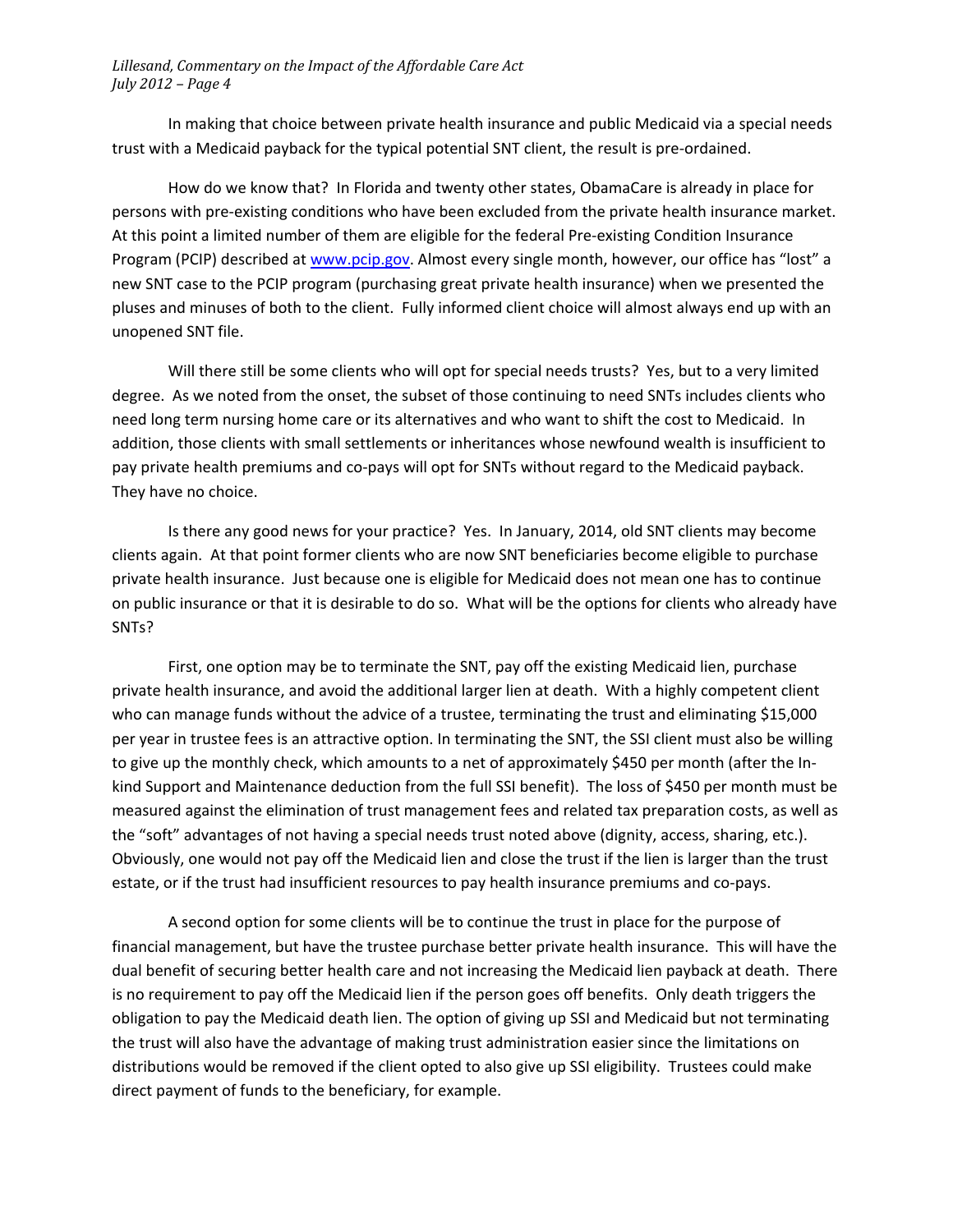In making that choice between private health insurance and public Medicaid via a special needs trust with a Medicaid payback for the typical potential SNT client, the result is pre-ordained.

How do we know that? In Florida and twenty other states, ObamaCare is already in place for persons with pre-existing conditions who have been excluded from the private health insurance market. At this point a limited number of them are eligible for the federal Pre-existing Condition Insurance Program (PCIP) described at [www.pcip.gov](http://www.pcip.gov). Almost every single month, however, our office has "lost" a new SNT case to the PCIP program (purchasing great private health insurance) when we presented the pluses and minuses of both to the client. Fully informed client choice will almost always end up with an unopened SNT file.

Will there still be some clients who will opt for special needs trusts? Yes, but to a very limited degree. As we noted from the onset, the subset of those continuing to need SNTs includes clients who need long term nursing home care or its alternatives and who want to shift the cost to Medicaid. In addition, those clients with small settlements or inheritances whose newfound wealth is insufficient to pay private health premiums and co-pays will opt for SNTs without regard to the Medicaid payback. They have no choice.

Is there any good news for your practice? Yes. In January, 2014, old SNT clients may become clients again. At that point former clients who are now SNT beneficiaries become eligible to purchase private health insurance. Just because one is eligible for Medicaid does not mean one has to continue on public insurance or that it is desirable to do so. What will be the options for clients who already have SNTs?

First, one option may be to terminate the SNT, pay off the existing Medicaid lien, purchase private health insurance, and avoid the additional larger lien at death. With a highly competent client who can manage funds without the advice of a trustee, terminating the trust and eliminating $15,000 per year in trustee fees is an attractive option. In terminating the SNT, the SSI client must also be willing to give up the monthly check, which amounts to a net of approximately $450 per month (after the In-kind Support and Maintenance deduction from the full SSI benefit). The loss of $450 per month must be measured against the elimination of trust management fees and related tax preparation costs, as well as the "soft" advantages of not having a special needs trust noted above (dignity, access, sharing, etc.). Obviously, one would not pay off the Medicaid lien and close the trust if the lien is larger than the trust estate, or if the trust had insufficient resources to pay health insurance premiums and co-pays.

A second option for some clients will be to continue the trust in place for the purpose of financial management, but have the trustee purchase better private health insurance. This will have the dual benefit of securing better health care and not increasing the Medicaid lien payback at death. There is no requirement to pay off the Medicaid lien if the person goes off benefits. Only death triggers the obligation to pay the Medicaid death lien. The option of giving up SSI and Medicaid but not terminating the trust will also have the advantage of making trust administration easier since the limitations on distributions would be removed if the client opted to also give up SSI eligibility. Trustees could make direct payment of funds to the beneficiary, for example.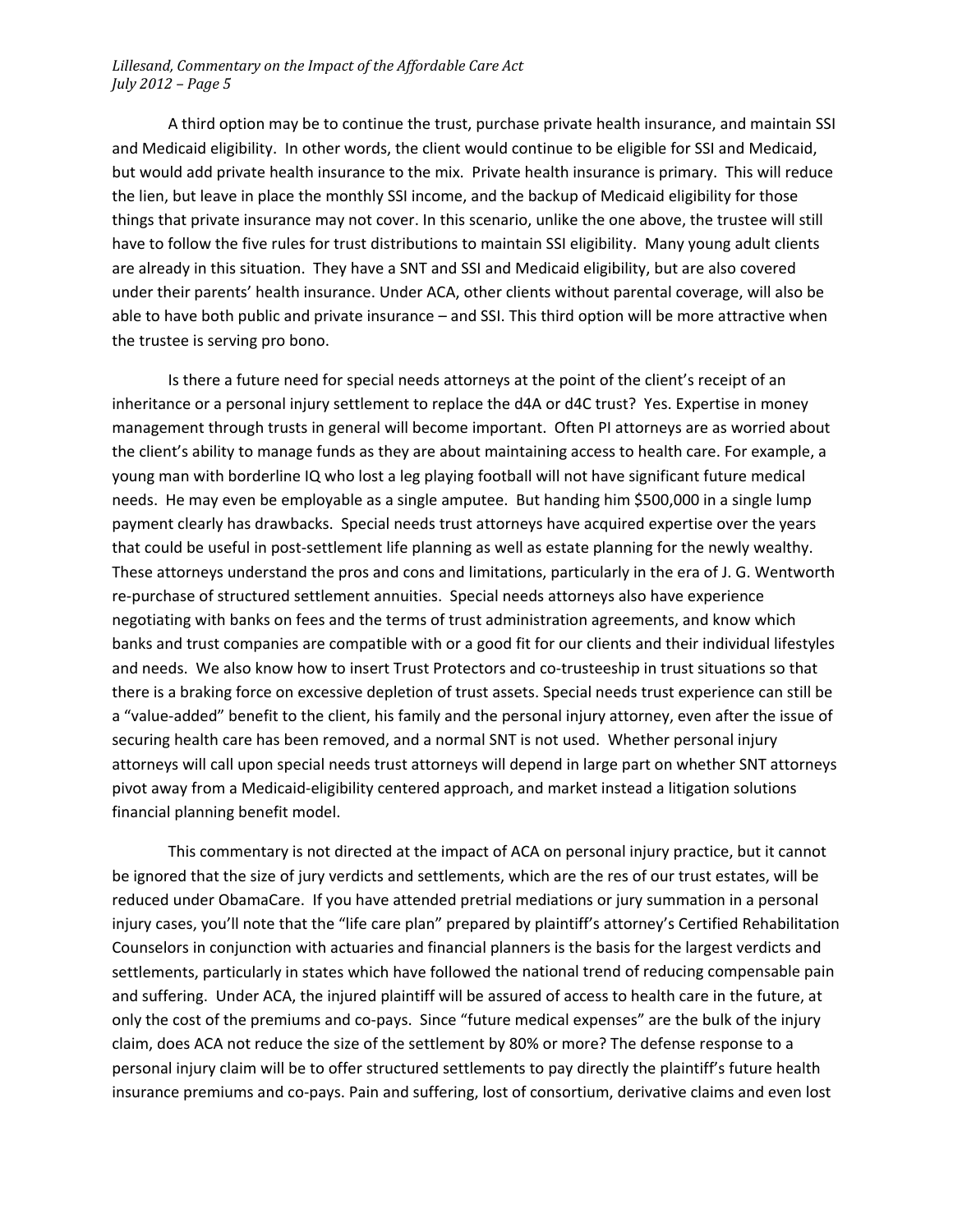A third option may be to continue the trust, purchase private health insurance, and maintain SSI and Medicaid eligibility. In other words, the client would continue to be eligible for SSI and Medicaid, but would add private health insurance to the mix. Private health insurance is primary. This will reduce the lien, but leave in place the monthly SSI income, and the backup of Medicaid eligibility for those things that private insurance may not cover. In this scenario, unlike the one above, the trustee will still have to follow the five rules for trust distributions to maintain SSI eligibility. Many young adult clients are already in this situation. They have a SNT and SSI and Medicaid eligibility, but are also covered under their parents' health insurance. Under ACA, other clients without parental coverage, will also be able to have both public and private insurance – and SSI. This third option will be more attractive when the trustee is serving pro bono.

Is there a future need for special needs attorneys at the point of the client's receipt of an inheritance or a personal injury settlement to replace the d4A or d4C trust? Yes. Expertise in money management through trusts in general will become important. Often PI attorneys are as worried about the client's ability to manage funds as they are about maintaining access to health care. For example, a young man with borderline IQ who lost a leg playing football will not have significant future medical needs. He may even be employable as a single amputee. But handing him $500,000 in a single lump payment clearly has drawbacks. Special needs trust attorneys have acquired expertise over the years that could be useful in post-settlement life planning as well as estate planning for the newly wealthy. These attorneys understand the pros and cons and limitations, particularly in the era of J. G. Wentworth re-purchase of structured settlement annuities. Special needs attorneys also have experience negotiating with banks on fees and the terms of trust administration agreements, and know which banks and trust companies are compatible with or a good fit for our clients and their individual lifestyles and needs. We also know how to insert Trust Protectors and co-trusteeship in trust situations so that there is a braking force on excessive depletion of trust assets. Special needs trust experience can still be a "value-added" benefit to the client, his family and the personal injury attorney, even after the issue of securing health care has been removed, and a normal SNT is not used. Whether personal injury attorneys will call upon special needs trust attorneys will depend in large part on whether SNT attorneys pivot away from a Medicaid-eligibility centered approach, and market instead a litigation solutions financial planning benefit model.

This commentary is not directed at the impact of ACA on personal injury practice, but it cannot be ignored that the size of jury verdicts and settlements, which are the res of our trust estates, will be reduced under ObamaCare. If you have attended pretrial mediations or jury summation in a personal injury cases, you'll note that the "life care plan" prepared by plaintiff's attorney's Certified Rehabilitation Counselors in conjunction with actuaries and financial planners is the basis for the largest verdicts and settlements, particularly in states which have followed the national trend of reducing compensable pain and suffering. Under ACA, the injured plaintiff will be assured of access to health care in the future, at only the cost of the premiums and co-pays. Since "future medical expenses" are the bulk of the injury claim, does ACA not reduce the size of the settlement by 80% or more? The defense response to a personal injury claim will be to offer structured settlements to pay directly the plaintiff's future health insurance premiums and co-pays. Pain and suffering, lost of consortium, derivative claims and even lost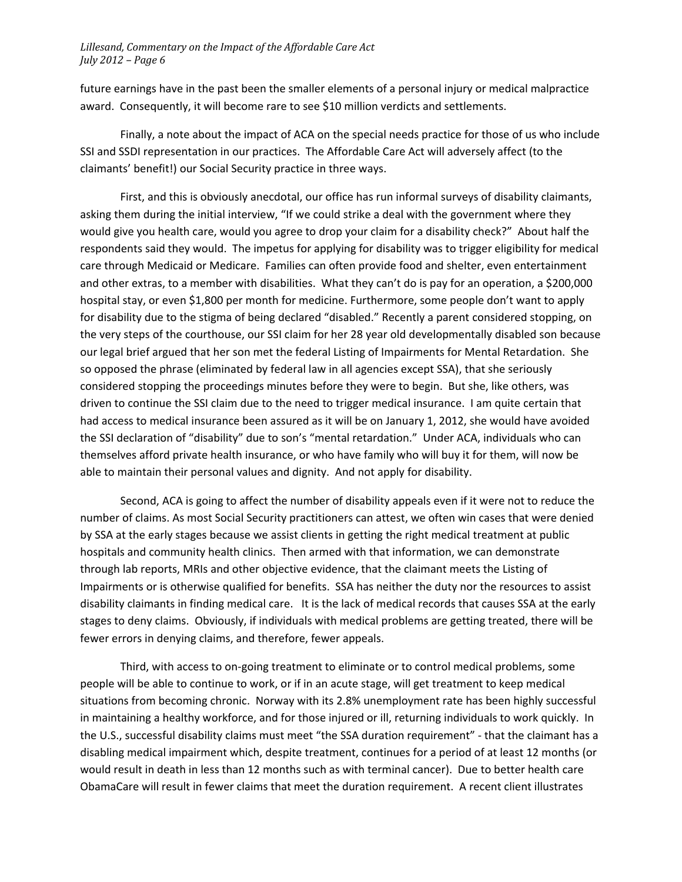future earnings have in the past been the smaller elements of a personal injury or medical malpractice award. Consequently, it will become rare to see $10 million verdicts and settlements.

Finally, a note about the impact of ACA on the special needs practice for those of us who include SSI and SSDI representation in our practices. The Affordable Care Act will adversely affect (to the claimants' benefit!) our Social Security practice in three ways.

First, and this is obviously anecdotal, our office has run informal surveys of disability claimants, asking them during the initial interview, "If we could strike a deal with the government where they would give you health care, would you agree to drop your claim for a disability check?" About half the respondents said they would. The impetus for applying for disability was to trigger eligibility for medical care through Medicaid or Medicare. Families can often provide food and shelter, even entertainment and other extras, to a member with disabilities. What they can't do is pay for an operation, a $200,000 hospital stay, or even $1,800 per month for medicine. Furthermore, some people don't want to apply for disability due to the stigma of being declared "disabled." Recently a parent considered stopping, on the very steps of the courthouse, our SSI claim for her 28 year old developmentally disabled son because our legal brief argued that her son met the federal Listing of Impairments for Mental Retardation. She so opposed the phrase (eliminated by federal law in all agencies except SSA), that she seriously considered stopping the proceedings minutes before they were to begin. But she, like others, was driven to continue the SSI claim due to the need to trigger medical insurance. I am quite certain that had access to medical insurance been assured as it will be on January 1, 2012, she would have avoided the SSI declaration of "disability" due to son's "mental retardation." Under ACA, individuals who can themselves afford private health insurance, or who have family who will buy it for them, will now be able to maintain their personal values and dignity. And not apply for disability.

Second, ACA is going to affect the number of disability appeals even if it were not to reduce the number of claims. As most Social Security practitioners can attest, we often win cases that were denied by SSA at the early stages because we assist clients in getting the right medical treatment at public hospitals and community health clinics. Then armed with that information, we can demonstrate through lab reports, MRIs and other objective evidence, that the claimant meets the Listing of Impairments or is otherwise qualified for benefits. SSA has neither the duty nor the resources to assist disability claimants in finding medical care. It is the lack of medical records that causes SSA at the early stages to deny claims. Obviously, if individuals with medical problems are getting treated, there will be fewer errors in denying claims, and therefore, fewer appeals.

Third, with access to on-going treatment to eliminate or to control medical problems, some people will be able to continue to work, or if in an acute stage, will get treatment to keep medical situations from becoming chronic. Norway with its 2.8% unemployment rate has been highly successful in maintaining a healthy workforce, and for those injured or ill, returning individuals to work quickly. In the U.S., successful disability claims must meet "the SSA duration requirement" - that the claimant has a disabling medical impairment which, despite treatment, continues for a period of at least 12 months (or would result in death in less than 12 months such as with terminal cancer). Due to better health care ObamaCare will result in fewer claims that meet the duration requirement. A recent client illustrates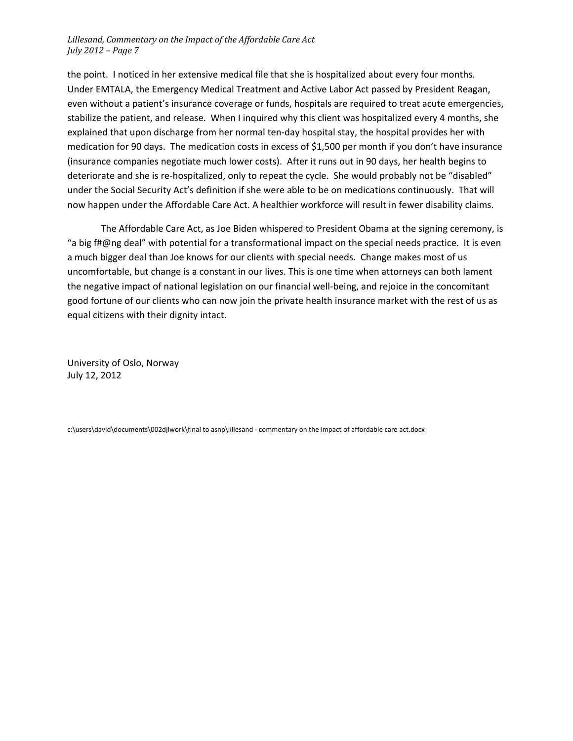the point. I noticed in her extensive medical file that she is hospitalized about every four months. Under EMTALA, the Emergency Medical Treatment and Active Labor Act passed by President Reagan, even without a patient's insurance coverage or funds, hospitals are required to treat acute emergencies, stabilize the patient, and release. When I inquired why this client was hospitalized every 4 months, she explained that upon discharge from her normal ten-day hospital stay, the hospital provides her with medication for 90 days. The medication costs in excess of $1,500 per month if you don't have insurance (insurance companies negotiate much lower costs). After it runs out in 90 days, her health begins to deteriorate and she is re-hospitalized, only to repeat the cycle. She would probably not be "disabled" under the Social Security Act's definition if she were able to be on medications continuously. That will now happen under the Affordable Care Act. A healthier workforce will result in fewer disability claims.

The Affordable Care Act, as Joe Biden whispered to President Obama at the signing ceremony, is "a big f#@ng deal" with potential for a transformational impact on the special needs practice. It is even a much bigger deal than Joe knows for our clients with special needs. Change makes most of us uncomfortable, but change is a constant in our lives. This is one time when attorneys can both lament the negative impact of national legislation on our financial well-being, and rejoice in the concomitant good fortune of our clients who can now join the private health insurance market with the rest of us as equal citizens with their dignity intact.

University of Oslo, Norway
July 12, 2012

c:\users\david\documents\002djlwork\final to asnp\lillesand - commentary on the impact of affordable care act.docx